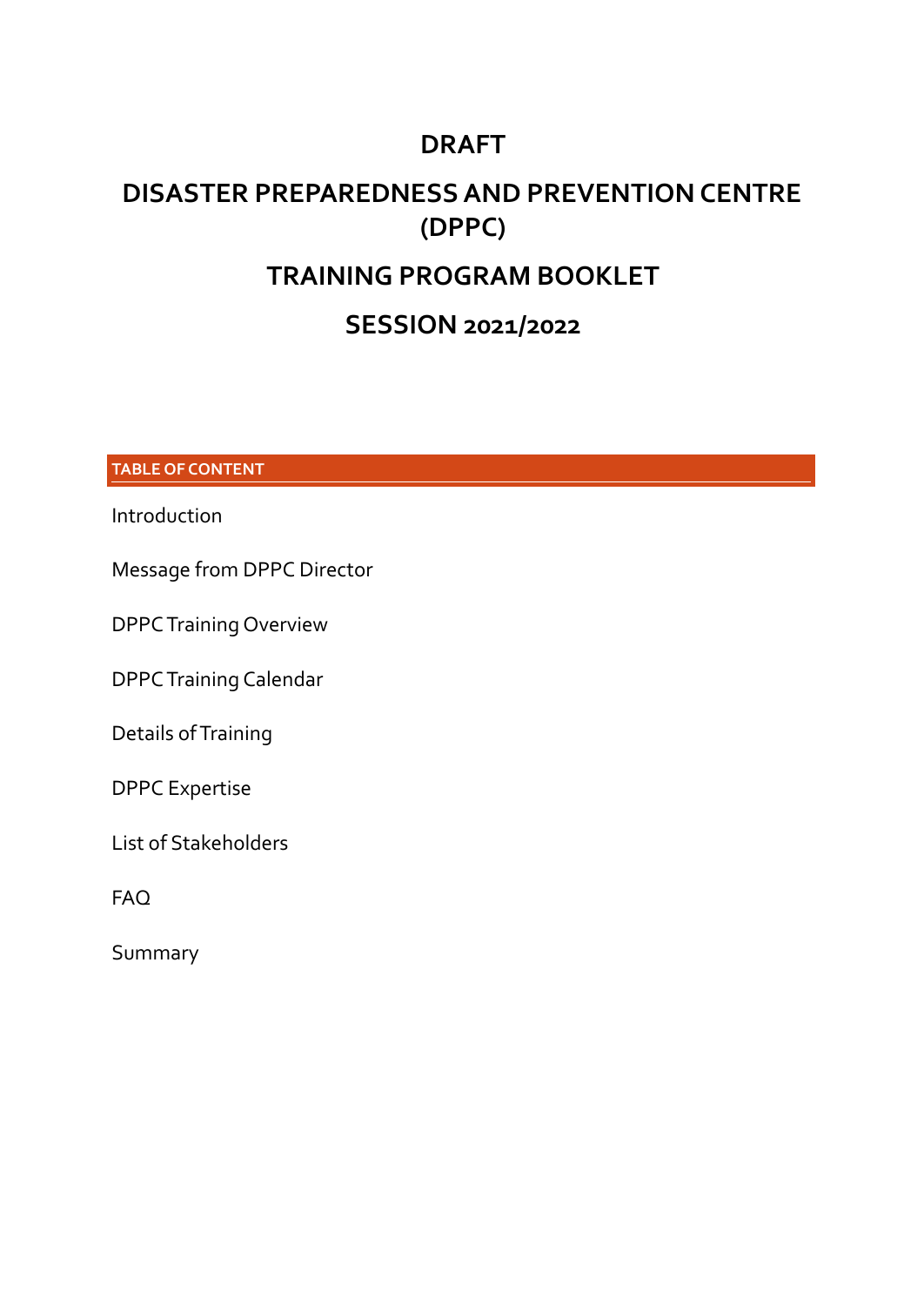# DRAFT

# DISASTER PREPAREDNESS AND PREVENTION CENTRE (DPPC)

# TRAINING PROGRAM BOOKLET

# SESSION 2021/2022

## TABLE OF CONTENT

Introduction

Message from DPPC Director

DPPC Training Overview

DPPC Training Calendar

Details of Training

DPPC Expertise

List of Stakeholders

FAQ

Summary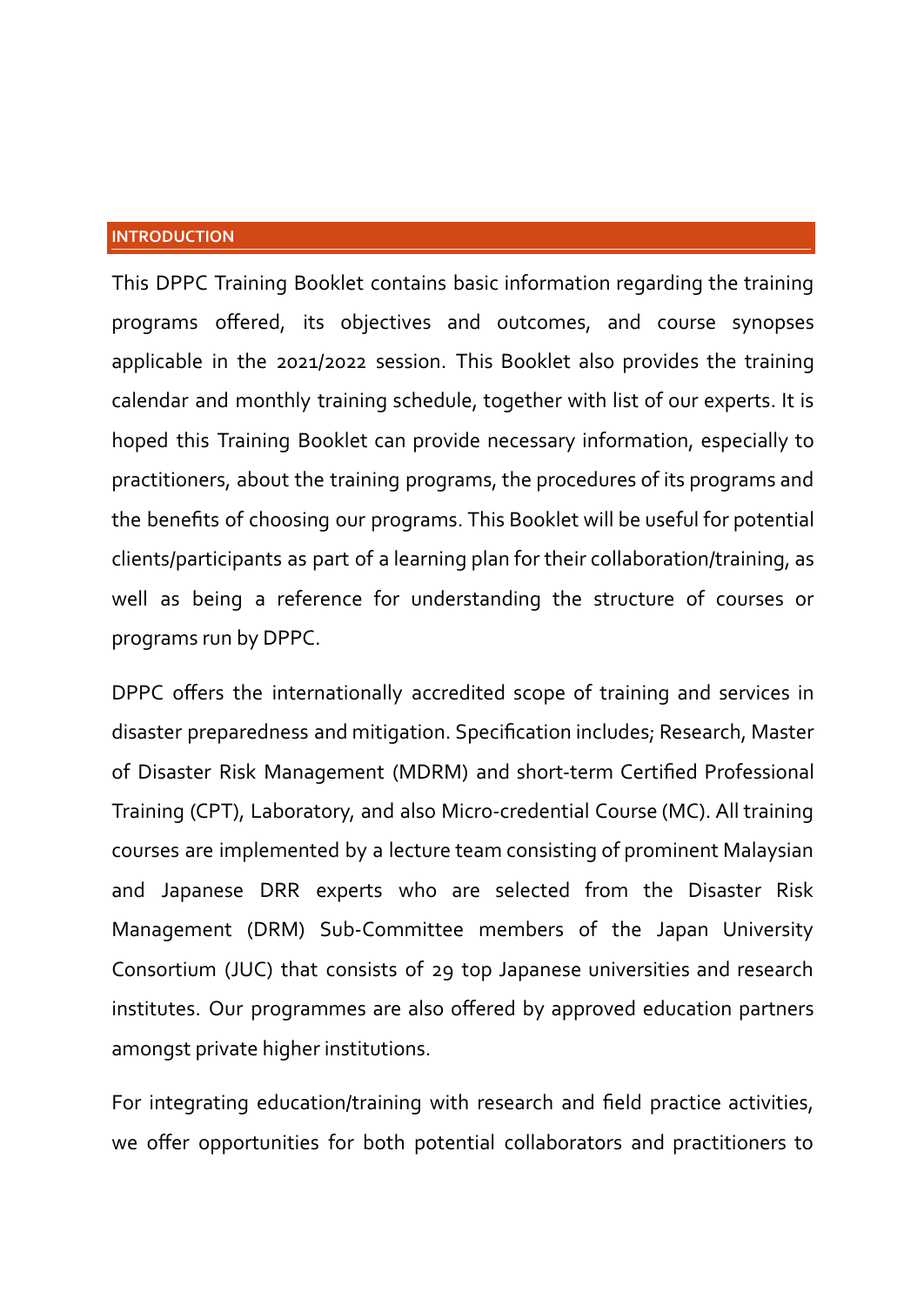## INTRODUCTION

This DPPC Training Booklet contains basic information regarding the training programs offered, its objectives and outcomes, and course synopses applicable in the 2021/2022 session. This Booklet also provides the training calendar and monthly training schedule, together with list of our experts. It is hoped this Training Booklet can provide necessary information, especially to practitioners, about the training programs, the procedures of its programs and the benefits of choosing our programs. This Booklet will be useful for potential clients/participants as part of a learning plan for their collaboration/training, as well as being a reference for understanding the structure of courses or programs run by DPPC.

DPPC offers the internationally accredited scope of training and services in disaster preparedness and mitigation. Specification includes; Research, Master of Disaster Risk Management (MDRM) and short-term Certified Professional Training (CPT), Laboratory, and also Micro-credential Course (MC). All training courses are implemented by a lecture team consisting of prominent Malaysian and Japanese DRR experts who are selected from the Disaster Risk Management (DRM) Sub-Committee members of the Japan University Consortium (JUC) that consists of 29 top Japanese universities and research institutes. Our programmes are also offered by approved education partners amongst private higher institutions.

For integrating education/training with research and field practice activities, we offer opportunities for both potential collaborators and practitioners to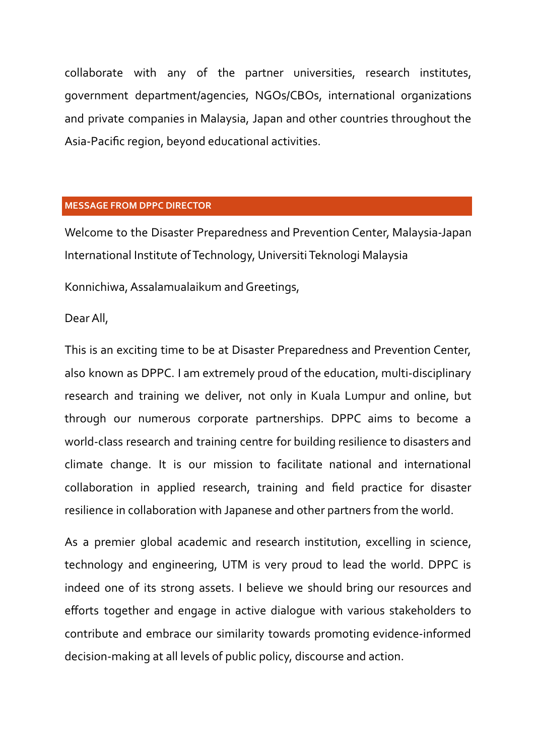collaborate with any of the partner universities, research institutes, government department/agencies, NGOs/CBOs, international organizations and private companies in Malaysia, Japan and other countries throughout the Asia-Pacific region, beyond educational activities.

## MESSAGE FROM DPPC DIRECTOR

Welcome to the Disaster Preparedness and Prevention Center, Malaysia-Japan International Institute of Technology, Universiti Teknologi Malaysia

Konnichiwa, Assalamualaikum and Greetings,

Dear All,

This is an exciting time to be at Disaster Preparedness and Prevention Center, also known as DPPC. I am extremely proud of the education, multi-disciplinary research and training we deliver, not only in Kuala Lumpur and online, but through our numerous corporate partnerships. DPPC aims to become a world-class research and training centre for building resilience to disasters and climate change. It is our mission to facilitate national and international collaboration in applied research, training and field practice for disaster resilience in collaboration with Japanese and other partners from the world.

As a premier global academic and research institution, excelling in science, technology and engineering, UTM is very proud to lead the world. DPPC is indeed one of its strong assets. I believe we should bring our resources and efforts together and engage in active dialogue with various stakeholders to contribute and embrace our similarity towards promoting evidence-informed decision-making at all levels of public policy, discourse and action.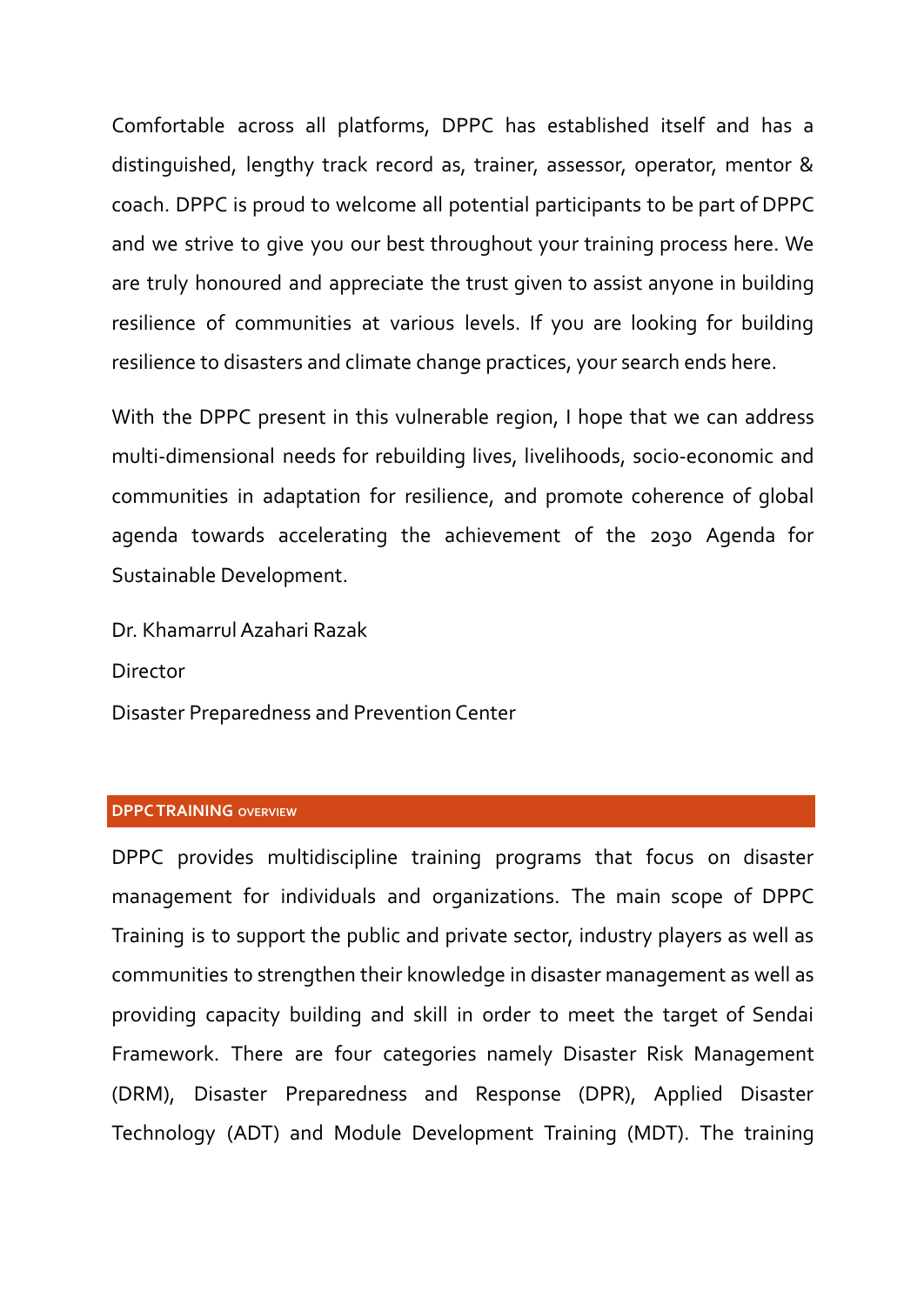Comfortable across all platforms, DPPC has established itself and has a distinguished, lengthy track record as, trainer, assessor, operator, mentor & coach. DPPC is proud to welcome all potential participants to be part of DPPC and we strive to give you our best throughout your training process here. We are truly honoured and appreciate the trust given to assist anyone in building resilience of communities at various levels. If you are looking for building resilience to disasters and climate change practices, your search ends here.

With the DPPC present in this vulnerable region, I hope that we can address multi-dimensional needs for rebuilding lives, livelihoods, socio-economic and communities in adaptation for resilience, and promote coherence of global agenda towards accelerating the achievement of the 2030 Agenda for Sustainable Development.

Dr. Khamarrul Azahari Razak

Director

Disaster Preparedness and Prevention Center

## DPPC TRAINING OVERVIEW

DPPC provides multidiscipline training programs that focus on disaster management for individuals and organizations. The main scope of DPPC Training is to support the public and private sector, industry players as well as communities to strengthen their knowledge in disaster management as well as providing capacity building and skill in order to meet the target of Sendai Framework. There are four categories namely Disaster Risk Management (DRM), Disaster Preparedness and Response (DPR), Applied Disaster Technology (ADT) and Module Development Training (MDT). The training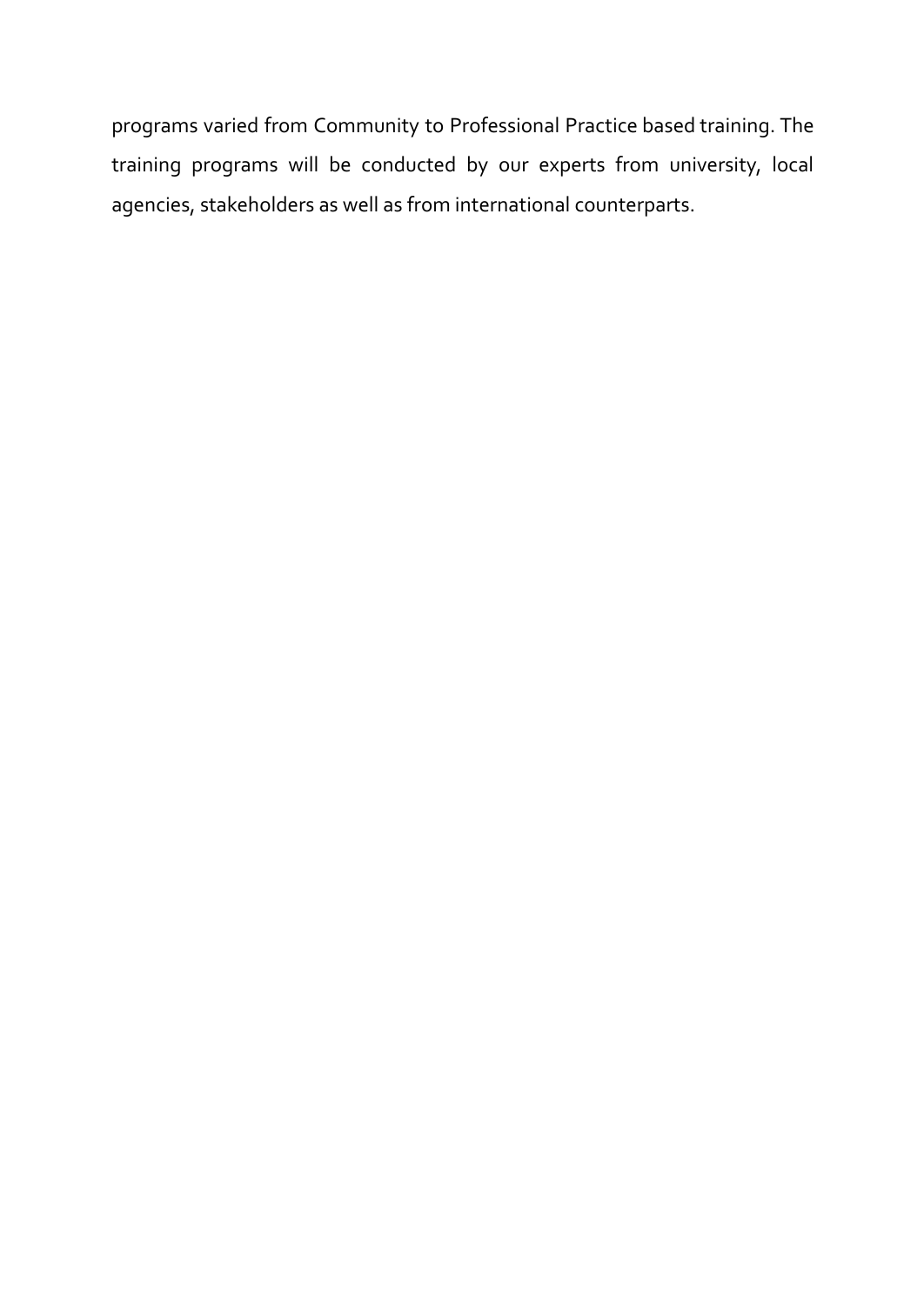programs varied from Community to Professional Practice based training. The training programs will be conducted by our experts from university, local agencies, stakeholders as well as from international counterparts.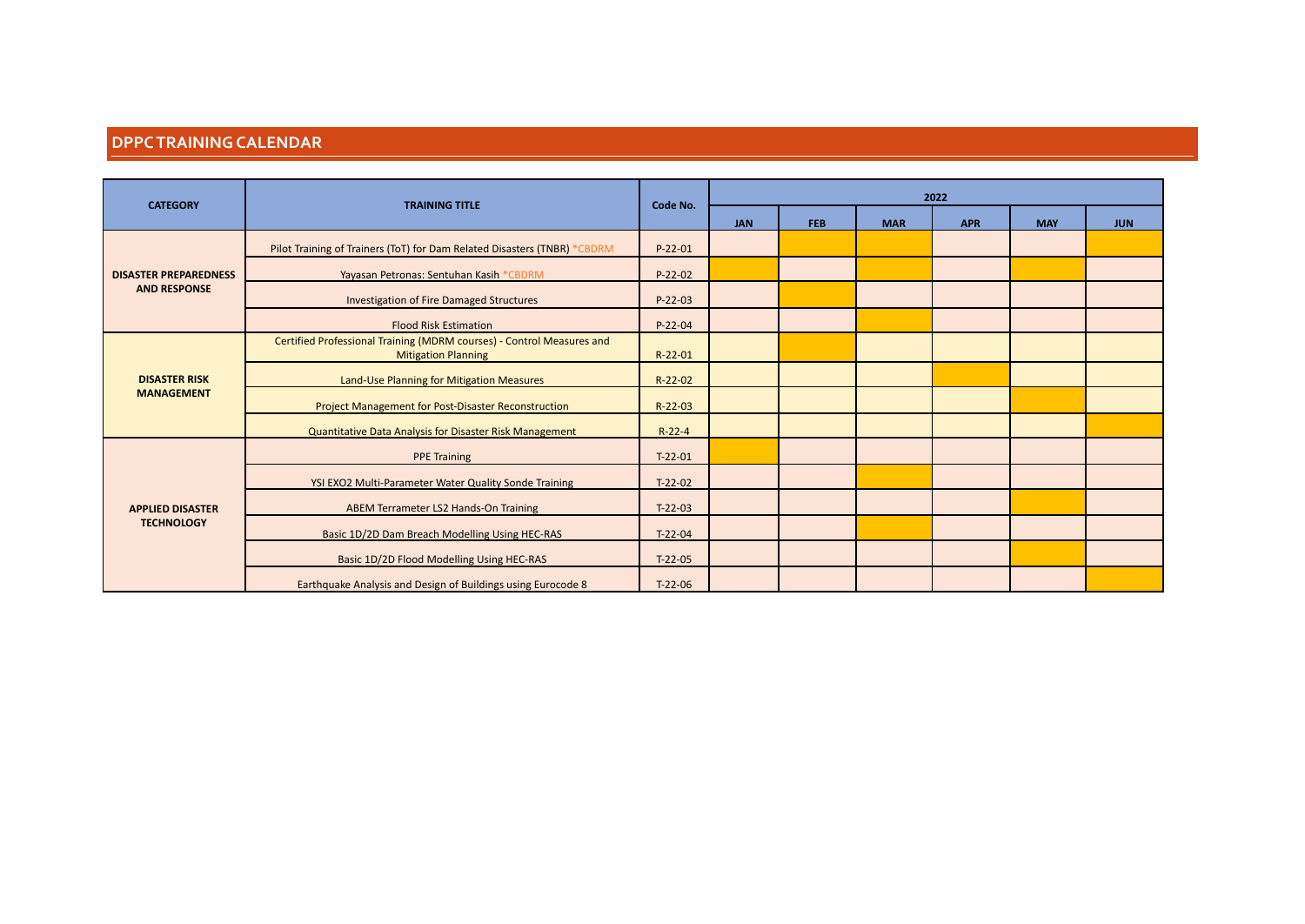## DPPC TRAINING CALENDAR

| CATEGORY | TRAINING TITLE | Code No. | 2022 | | | | | |
|---|---|---|---|---|---|---|---|---|
| | | | JAN | FEB | MAR | APR | MAY | JUN |
| DISASTER PREPAREDNESS AND RESPONSE | Pilot Training of Trainers (ToT) for Dam Related Disasters (TNBR) *CBDRM | P-22-01 | | ■ | ■ | | | ■ |
| | Yayasan Petronas: Sentuhan Kasih *CBDRM | P-22-02 | ■ | | ■ | | ■ | |
| | Investigation of Fire Damaged Structures | P-22-03 | | ■ | | | | |
| | Flood Risk Estimation | P-22-04 | | | ■ | | | |
| DISASTER RISK MANAGEMENT | Certified Professional Training (MDRM courses) - Control Measures and Mitigation Planning | R-22-01 | | ■ | | | | |
| | Land-Use Planning for Mitigation Measures | R-22-02 | | | | ■ | | |
| | Project Management for Post-Disaster Reconstruction | R-22-03 | | | | | ■ | |
| | Quantitative Data Analysis for Disaster Risk Management | R-22-4 | | | | | | ■ |
| APPLIED DISASTER TECHNOLOGY | PPE Training | T-22-01 | ■ | | | | | |
| | YSI EXO2 Multi-Parameter Water Quality Sonde Training | T-22-02 | | | ■ | | | |
| | ABEM Terrameter LS2 Hands-On Training | T-22-03 | | | | | ■ | |
| | Basic 1D/2D Dam Breach Modelling Using HEC-RAS | T-22-04 | | | ■ | | | |
| | Basic 1D/2D Flood Modelling Using HEC-RAS | T-22-05 | | | | | ■ | |
| | Earthquake Analysis and Design of Buildings using Eurocode 8 | T-22-06 | | | | | | ■ |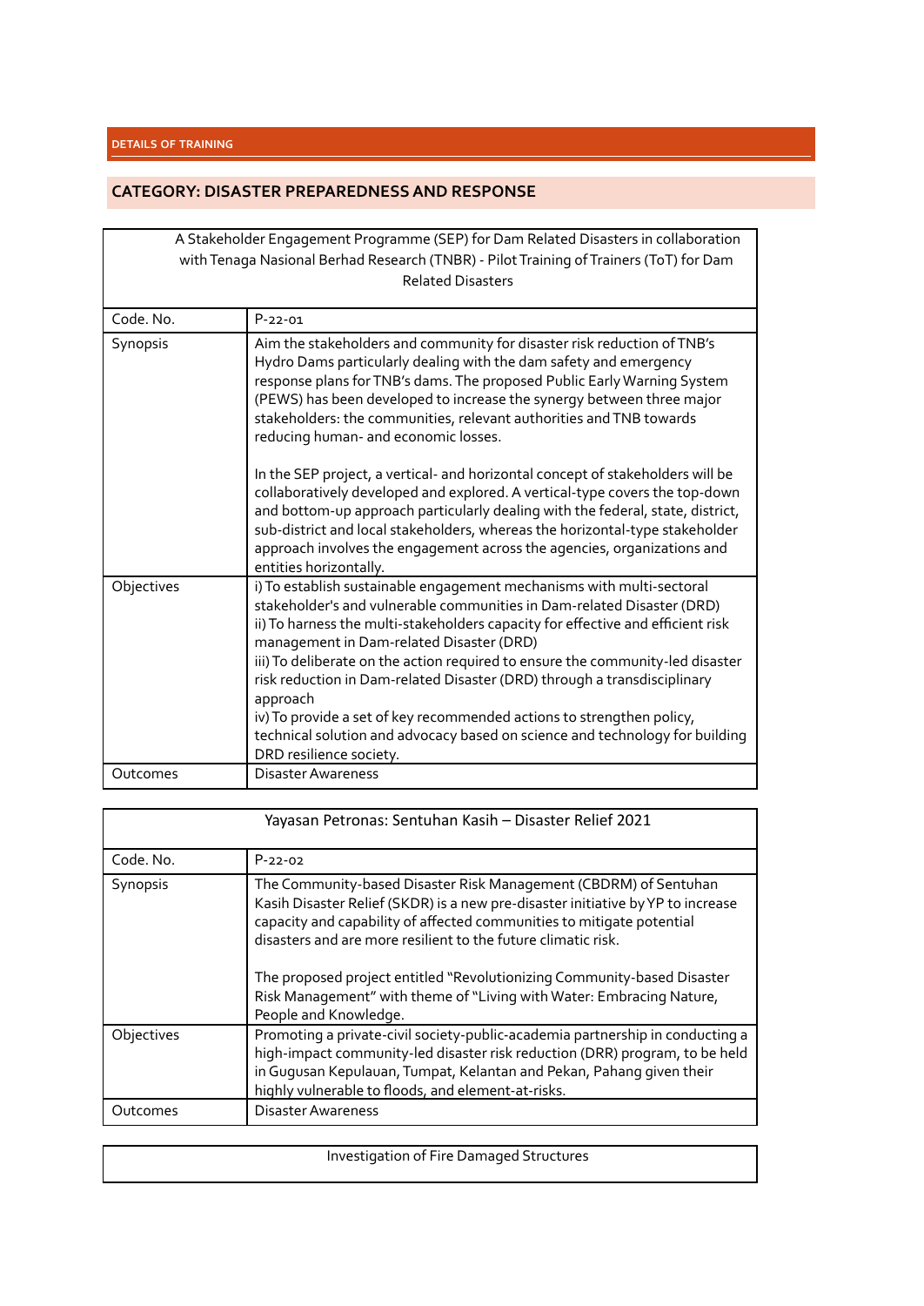DETAILS OF TRAINING

## CATEGORY: DISASTER PREPAREDNESS AND RESPONSE

| A Stakeholder Engagement Programme (SEP) for Dam Related Disasters in collaboration with Tenaga Nasional Berhad Research (TNBR) - Pilot Training of Trainers (ToT) for Dam Related Disasters | |
|---|---|
| Code. No. | P-22-01 |
| Synopsis | Aim the stakeholders and community for disaster risk reduction of TNB's Hydro Dams particularly dealing with the dam safety and emergency response plans for TNB's dams. The proposed Public Early Warning System (PEWS) has been developed to increase the synergy between three major stakeholders: the communities, relevant authorities and TNB towards reducing human- and economic losses.<br><br>In the SEP project, a vertical- and horizontal concept of stakeholders will be collaboratively developed and explored. A vertical-type covers the top-down and bottom-up approach particularly dealing with the federal, state, district, sub-district and local stakeholders, whereas the horizontal-type stakeholder approach involves the engagement across the agencies, organizations and entities horizontally. |
| Objectives | i) To establish sustainable engagement mechanisms with multi-sectoral stakeholder's and vulnerable communities in Dam-related Disaster (DRD)<br>ii) To harness the multi-stakeholders capacity for effective and efficient risk management in Dam-related Disaster (DRD)<br>iii) To deliberate on the action required to ensure the community-led disaster risk reduction in Dam-related Disaster (DRD) through a transdisciplinary approach<br>iv) To provide a set of key recommended actions to strengthen policy, technical solution and advocacy based on science and technology for building DRD resilience society. |
| Outcomes | Disaster Awareness |

| Yayasan Petronas: Sentuhan Kasih – Disaster Relief 2021 | |
|---|---|
| Code. No. | P-22-02 |
| Synopsis | The Community-based Disaster Risk Management (CBDRM) of Sentuhan Kasih Disaster Relief (SKDR) is a new pre-disaster initiative by YP to increase capacity and capability of affected communities to mitigate potential disasters and are more resilient to the future climatic risk.<br><br>The proposed project entitled "Revolutionizing Community-based Disaster Risk Management" with theme of "Living with Water: Embracing Nature, People and Knowledge. |
| Objectives | Promoting a private-civil society-public-academia partnership in conducting a high-impact community-led disaster risk reduction (DRR) program, to be held in Gugusan Kepulauan, Tumpat, Kelantan and Pekan, Pahang given their highly vulnerable to floods, and element-at-risks. |
| Outcomes | Disaster Awareness |

| Investigation of Fire Damaged Structures |
|---|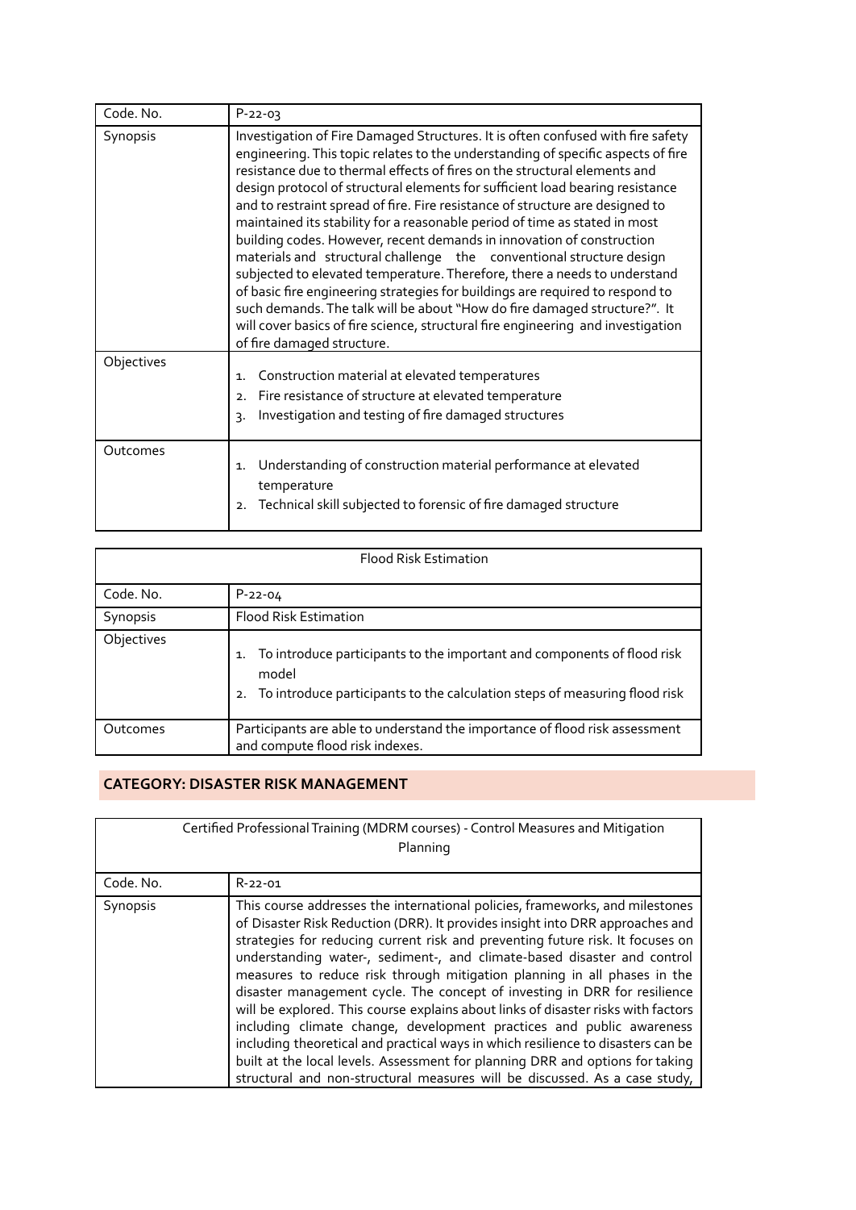| Code. No. | P-22-03 |
|---|---|
| Synopsis | Investigation of Fire Damaged Structures. It is often confused with fire safety engineering. This topic relates to the understanding of specific aspects of fire resistance due to thermal effects of fires on the structural elements and design protocol of structural elements for sufficient load bearing resistance and to restraint spread of fire. Fire resistance of structure are designed to maintained its stability for a reasonable period of time as stated in most building codes. However, recent demands in innovation of construction materials and structural challenge the conventional structure design subjected to elevated temperature. Therefore, there a needs to understand of basic fire engineering strategies for buildings are required to respond to such demands. The talk will be about "How do fire damaged structure?". It will cover basics of fire science, structural fire engineering and investigation of fire damaged structure. |
| Objectives | 1. Construction material at elevated temperatures<br>2. Fire resistance of structure at elevated temperature<br>3. Investigation and testing of fire damaged structures |
| Outcomes | 1. Understanding of construction material performance at elevated temperature<br>2. Technical skill subjected to forensic of fire damaged structure |

| Flood Risk Estimation | |
|---|---|
| Code. No. | P-22-04 |
| Synopsis | Flood Risk Estimation |
| Objectives | 1. To introduce participants to the important and components of flood risk model<br>2. To introduce participants to the calculation steps of measuring flood risk |
| Outcomes | Participants are able to understand the importance of flood risk assessment and compute flood risk indexes. |

## CATEGORY: DISASTER RISK MANAGEMENT

| Certified Professional Training (MDRM courses) - Control Measures and Mitigation Planning | |
|---|---|
| Code. No. | R-22-01 |
| Synopsis | This course addresses the international policies, frameworks, and milestones of Disaster Risk Reduction (DRR). It provides insight into DRR approaches and strategies for reducing current risk and preventing future risk. It focuses on understanding water-, sediment-, and climate-based disaster and control measures to reduce risk through mitigation planning in all phases in the disaster management cycle. The concept of investing in DRR for resilience will be explored. This course explains about links of disaster risks with factors including climate change, development practices and public awareness including theoretical and practical ways in which resilience to disasters can be built at the local levels. Assessment for planning DRR and options for taking structural and non-structural measures will be discussed. As a case study, |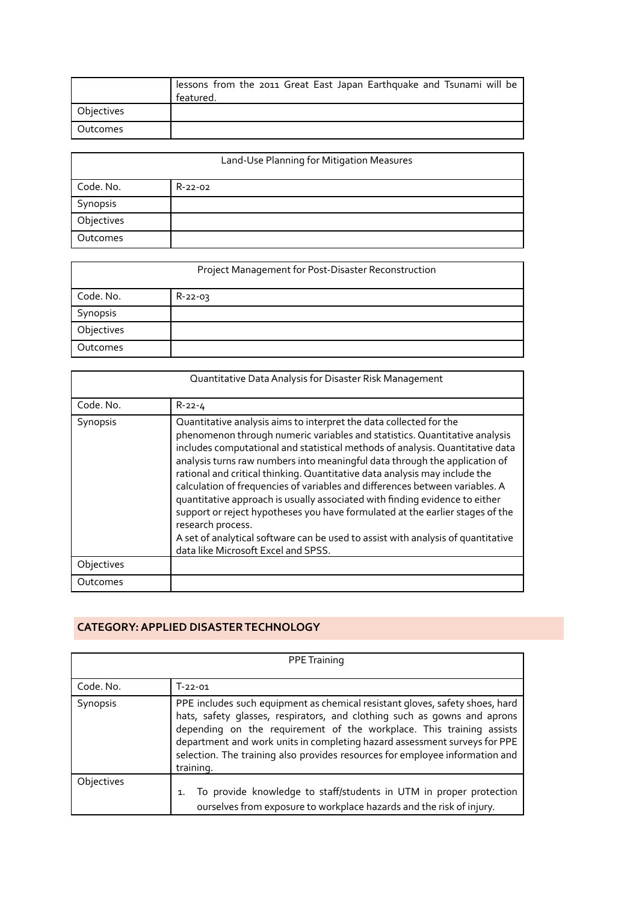| | lessons from the 2011 Great East Japan Earthquake and Tsunami will be featured. |
|---|---|
| Objectives | |
| Outcomes | |

| Land-Use Planning for Mitigation Measures | |
|---|---|
| Code. No. | R-22-02 |
| Synopsis | |
| Objectives | |
| Outcomes | |

| Project Management for Post-Disaster Reconstruction | |
|---|---|
| Code. No. | R-22-03 |
| Synopsis | |
| Objectives | |
| Outcomes | |

| Quantitative Data Analysis for Disaster Risk Management | |
|---|---|
| Code. No. | R-22-4 |
| Synopsis | Quantitative analysis aims to interpret the data collected for the phenomenon through numeric variables and statistics. Quantitative analysis includes computational and statistical methods of analysis. Quantitative data analysis turns raw numbers into meaningful data through the application of rational and critical thinking. Quantitative data analysis may include the calculation of frequencies of variables and differences between variables. A quantitative approach is usually associated with finding evidence to either support or reject hypotheses you have formulated at the earlier stages of the research process.<br>A set of analytical software can be used to assist with analysis of quantitative data like Microsoft Excel and SPSS. |
| Objectives | |
| Outcomes | |

## CATEGORY: APPLIED DISASTER TECHNOLOGY

| PPE Training | |
|---|---|
| Code. No. | T-22-01 |
| Synopsis | PPE includes such equipment as chemical resistant gloves, safety shoes, hard hats, safety glasses, respirators, and clothing such as gowns and aprons depending on the requirement of the workplace. This training assists department and work units in completing hazard assessment surveys for PPE selection. The training also provides resources for employee information and training. |
| Objectives | 1. To provide knowledge to staff/students in UTM in proper protection ourselves from exposure to workplace hazards and the risk of injury. |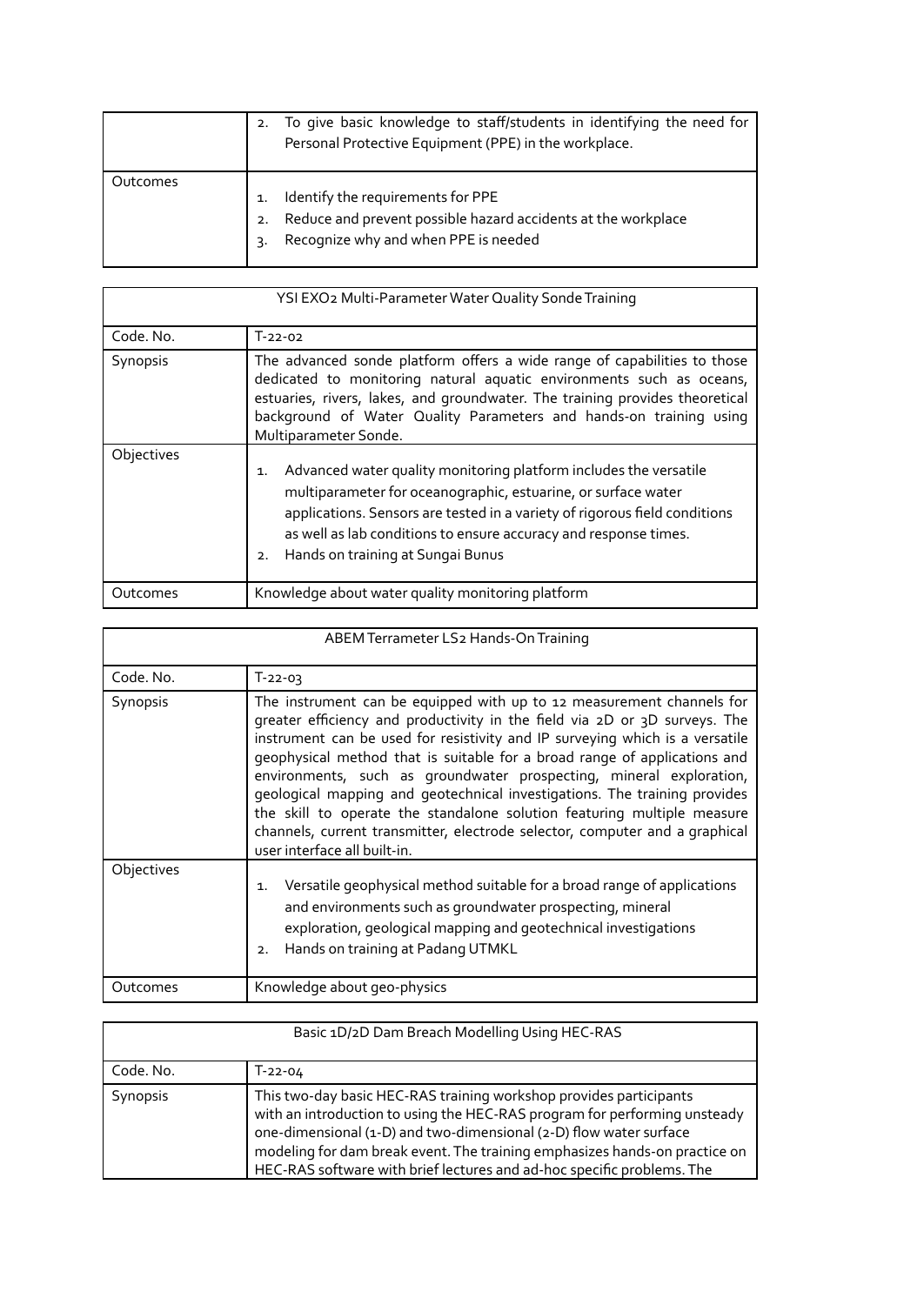|  | 2. To give basic knowledge to staff/students in identifying the need for Personal Protective Equipment (PPE) in the workplace. |
|---|---|
| Outcomes | 1. Identify the requirements for PPE<br>2. Reduce and prevent possible hazard accidents at the workplace<br>3. Recognize why and when PPE is needed |

| YSI EXO2 Multi-Parameter Water Quality Sonde Training | |
|---|---|
| Code. No. | T-22-02 |
| Synopsis | The advanced sonde platform offers a wide range of capabilities to those dedicated to monitoring natural aquatic environments such as oceans, estuaries, rivers, lakes, and groundwater. The training provides theoretical background of Water Quality Parameters and hands-on training using Multiparameter Sonde. |
| Objectives | 1. Advanced water quality monitoring platform includes the versatile multiparameter for oceanographic, estuarine, or surface water applications. Sensors are tested in a variety of rigorous field conditions as well as lab conditions to ensure accuracy and response times.<br>2. Hands on training at Sungai Bunus |
| Outcomes | Knowledge about water quality monitoring platform |

| ABEM Terrameter LS2 Hands-On Training | |
|---|---|
| Code. No. | T-22-03 |
| Synopsis | The instrument can be equipped with up to 12 measurement channels for greater efficiency and productivity in the field via 2D or 3D surveys. The instrument can be used for resistivity and IP surveying which is a versatile geophysical method that is suitable for a broad range of applications and environments, such as groundwater prospecting, mineral exploration, geological mapping and geotechnical investigations. The training provides the skill to operate the standalone solution featuring multiple measure channels, current transmitter, electrode selector, computer and a graphical user interface all built-in. |
| Objectives | 1. Versatile geophysical method suitable for a broad range of applications and environments such as groundwater prospecting, mineral exploration, geological mapping and geotechnical investigations<br>2. Hands on training at Padang UTMKL |
| Outcomes | Knowledge about geo-physics |

| Basic 1D/2D Dam Breach Modelling Using HEC-RAS | |
|---|---|
| Code. No. | T-22-04 |
| Synopsis | This two-day basic HEC-RAS training workshop provides participants with an introduction to using the HEC-RAS program for performing unsteady one-dimensional (1-D) and two-dimensional (2-D) flow water surface modeling for dam break event. The training emphasizes hands-on practice on HEC-RAS software with brief lectures and ad-hoc specific problems. The |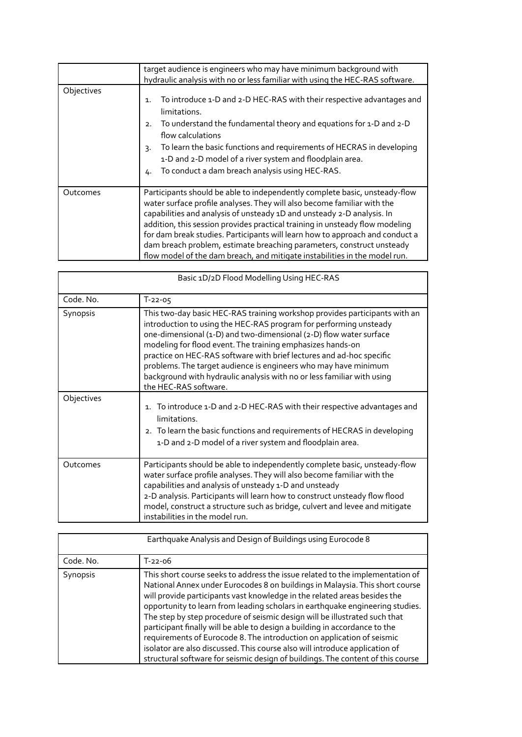| | target audience is engineers who may have minimum background with hydraulic analysis with no or less familiar with using the HEC-RAS software. |
|---|---|
| Objectives | 1. To introduce 1-D and 2-D HEC-RAS with their respective advantages and limitations.<br>2. To understand the fundamental theory and equations for 1-D and 2-D flow calculations<br>3. To learn the basic functions and requirements of HECRAS in developing 1-D and 2-D model of a river system and floodplain area.<br>4. To conduct a dam breach analysis using HEC-RAS. |
| Outcomes | Participants should be able to independently complete basic, unsteady-flow water surface profile analyses. They will also become familiar with the capabilities and analysis of unsteady 1D and unsteady 2-D analysis. In addition, this session provides practical training in unsteady flow modeling for dam break studies. Participants will learn how to approach and conduct a dam breach problem, estimate breaching parameters, construct unsteady flow model of the dam breach, and mitigate instabilities in the model run. |

| Basic 1D/2D Flood Modelling Using HEC-RAS | |
|---|---|
| Code. No. | T-22-05 |
| Synopsis | This two-day basic HEC-RAS training workshop provides participants with an introduction to using the HEC-RAS program for performing unsteady one-dimensional (1-D) and two-dimensional (2-D) flow water surface modeling for flood event. The training emphasizes hands-on practice on HEC-RAS software with brief lectures and ad-hoc specific problems. The target audience is engineers who may have minimum background with hydraulic analysis with no or less familiar with using the HEC-RAS software. |
| Objectives | 1. To introduce 1-D and 2-D HEC-RAS with their respective advantages and limitations.<br>2. To learn the basic functions and requirements of HECRAS in developing 1-D and 2-D model of a river system and floodplain area. |
| Outcomes | Participants should be able to independently complete basic, unsteady-flow water surface profile analyses. They will also become familiar with the capabilities and analysis of unsteady 1-D and unsteady 2-D analysis. Participants will learn how to construct unsteady flow flood model, construct a structure such as bridge, culvert and levee and mitigate instabilities in the model run. |

| Earthquake Analysis and Design of Buildings using Eurocode 8 | |
|---|---|
| Code. No. | T-22-06 |
| Synopsis | This short course seeks to address the issue related to the implementation of National Annex under Eurocodes 8 on buildings in Malaysia. This short course will provide participants vast knowledge in the related areas besides the opportunity to learn from leading scholars in earthquake engineering studies. The step by step procedure of seismic design will be illustrated such that participant finally will be able to design a building in accordance to the requirements of Eurocode 8. The introduction on application of seismic isolator are also discussed. This course also will introduce application of structural software for seismic design of buildings. The content of this course |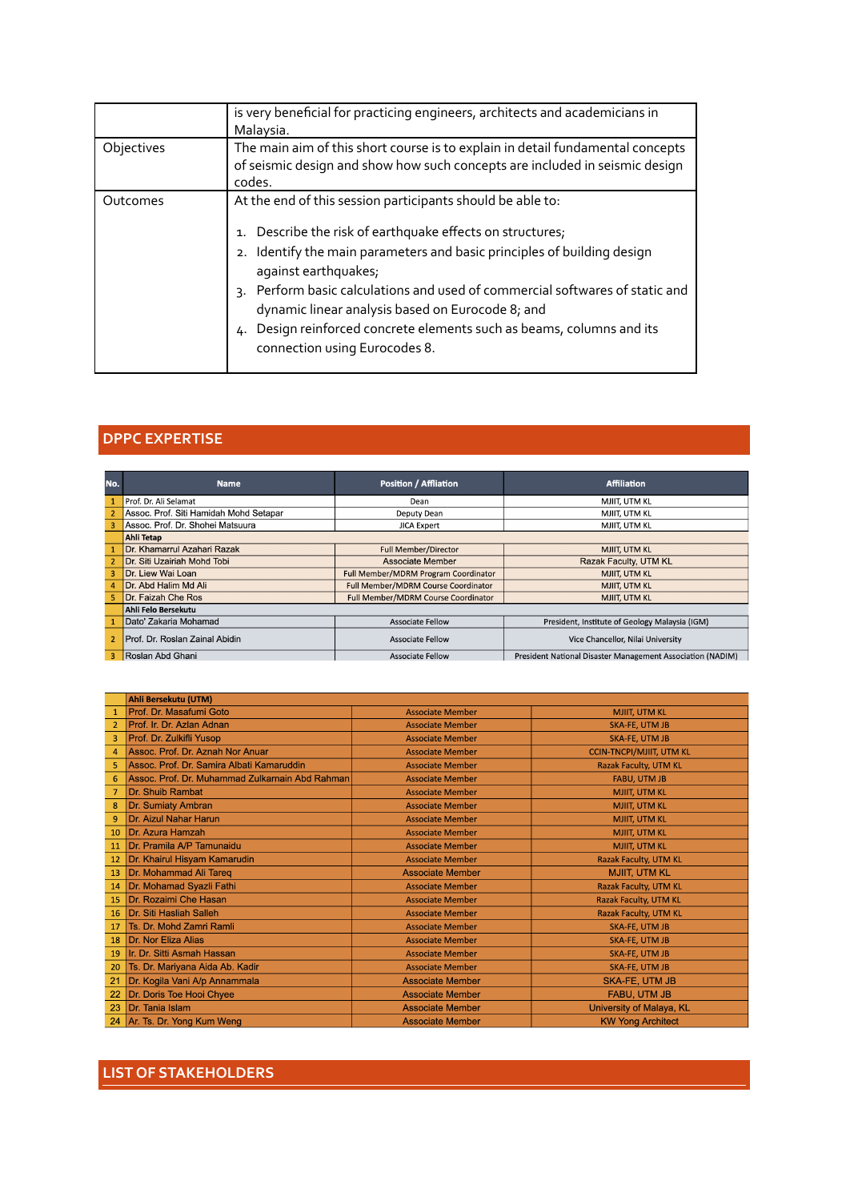| | |
|---|---|
| | is very beneficial for practicing engineers, architects and academicians in Malaysia. |
| Objectives | The main aim of this short course is to explain in detail fundamental concepts of seismic design and show how such concepts are included in seismic design codes. |
| Outcomes | At the end of this session participants should be able to:<br><br>1. Describe the risk of earthquake effects on structures;<br>2. Identify the main parameters and basic principles of building design against earthquakes;<br>3. Perform basic calculations and used of commercial softwares of static and dynamic linear analysis based on Eurocode 8; and<br>4. Design reinforced concrete elements such as beams, columns and its connection using Eurocodes 8. |

## DPPC EXPERTISE

| No. | Name | Position / Affliation | Affiliation |
|---|---|---|---|
| 1 | Prof. Dr. Ali Selamat | Dean | MJIIT, UTM KL |
| 2 | Assoc. Prof. Siti Hamidah Mohd Setapar | Deputy Dean | MJIIT, UTM KL |
| 3 | Assoc. Prof. Dr. Shohei Matsuura | JICA Expert | MJIIT, UTM KL |
| | **Ahli Tetap** | | |
| 1 | Dr. Khamarrul Azahari Razak | Full Member/Director | MJIIT, UTM KL |
| 2 | Dr. Siti Uzairiah Mohd Tobi | Associate Member | Razak Faculty, UTM KL |
| 3 | Dr. Liew Wai Loan | Full Member/MDRM Program Coordinator | MJIIT, UTM KL |
| 4 | Dr. Abd Halim Md Ali | Full Member/MDRM Course Coordinator | MJIIT, UTM KL |
| 5 | Dr. Faizah Che Ros | Full Member/MDRM Course Coordinator | MJIIT, UTM KL |
| | **Ahli Felo Bersekutu** | | |
| 1 | Dato' Zakaria Mohamad | Associate Fellow | President, Institute of Geology Malaysia (IGM) |
| 2 | Prof. Dr. Roslan Zainal Abidin | Associate Fellow | Vice Chancellor, Nilai University |
| 3 | Roslan Abd Ghani | Associate Fellow | President National Disaster Management Association (NADIM) |
| | **Ahli Bersekutu (UTM)** | | |
| 1 | Prof. Dr. Masafumi Goto | Associate Member | MJIIT, UTM KL |
| 2 | Prof. Ir. Dr. Azlan Adnan | Associate Member | SKA-FE, UTM JB |
| 3 | Prof. Dr. Zulkifli Yusop | Associate Member | SKA-FE, UTM JB |
| 4 | Assoc. Prof. Dr. Aznah Nor Anuar | Associate Member | CCIN-TNCPI/MJIIT, UTM KL |
| 5 | Assoc. Prof. Dr. Samira Albati Kamaruddin | Associate Member | Razak Faculty, UTM KL |
| 6 | Assoc. Prof. Dr. Muhammad Zulkarnain Abd Rahman | Associate Member | FABU, UTM JB |
| 7 | Dr. Shuib Rambat | Associate Member | MJIIT, UTM KL |
| 8 | Dr. Sumiaty Ambran | Associate Member | MJIIT, UTM KL |
| 9 | Dr. Aizul Nahar Harun | Associate Member | MJIIT, UTM KL |
| 10 | Dr. Azura Hamzah | Associate Member | MJIIT, UTM KL |
| 11 | Dr. Pramila A/P Tamunaidu | Associate Member | MJIIT, UTM KL |
| 12 | Dr. Khairul Hisyam Kamarudin | Associate Member | Razak Faculty, UTM KL |
| 13 | Dr. Mohammad Ali Tareq | Associate Member | MJIIT, UTM KL |
| 14 | Dr. Mohamad Syazli Fathi | Associate Member | Razak Faculty, UTM KL |
| 15 | Dr. Rozaimi Che Hasan | Associate Member | Razak Faculty, UTM KL |
| 16 | Dr. Siti Hasliah Salleh | Associate Member | Razak Faculty, UTM KL |
| 17 | Ts. Dr. Mohd Zamri Ramli | Associate Member | SKA-FE, UTM JB |
| 18 | Dr. Nor Eliza Alias | Associate Member | SKA-FE, UTM JB |
| 19 | Ir. Dr. Sitti Asmah Hassan | Associate Member | SKA-FE, UTM JB |
| 20 | Ts. Dr. Mariyana Aida Ab. Kadir | Associate Member | SKA-FE, UTM JB |
| 21 | Dr. Kogila Vani A/p Annammala | Associate Member | SKA-FE, UTM JB |
| 22 | Dr. Doris Toe Hooi Chyee | Associate Member | FABU, UTM JB |
| 23 | Dr. Tania Islam | Associate Member | University of Malaya, KL |
| 24 | Ar. Ts. Dr. Yong Kum Weng | Associate Member | KW Yong Architect |

## LIST OF STAKEHOLDERS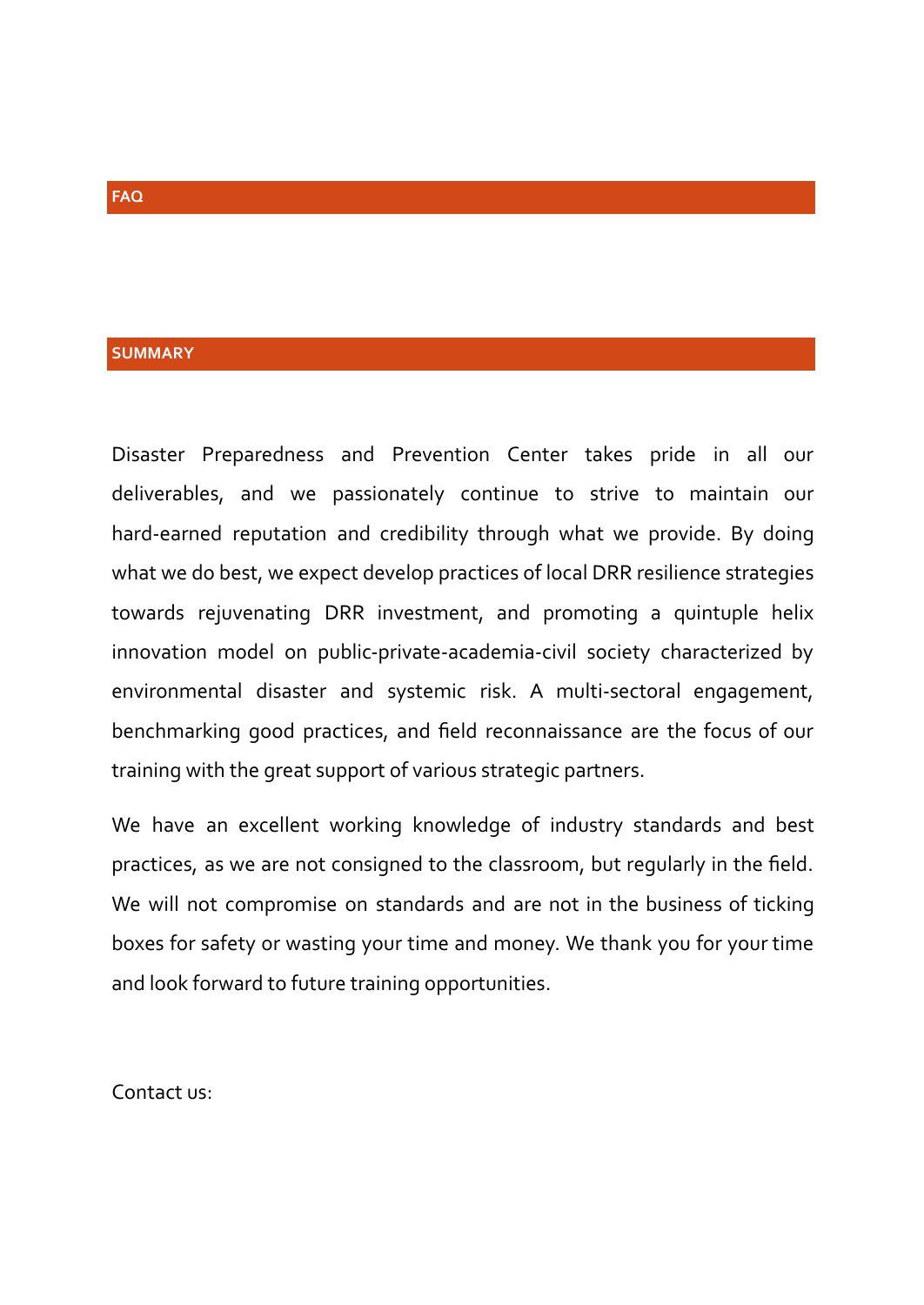## FAQ

## SUMMARY

Disaster Preparedness and Prevention Center takes pride in all our deliverables, and we passionately continue to strive to maintain our hard-earned reputation and credibility through what we provide. By doing what we do best, we expect develop practices of local DRR resilience strategies towards rejuvenating DRR investment, and promoting a quintuple helix innovation model on public-private-academia-civil society characterized by environmental disaster and systemic risk. A multi-sectoral engagement, benchmarking good practices, and field reconnaissance are the focus of our training with the great support of various strategic partners.

We have an excellent working knowledge of industry standards and best practices, as we are not consigned to the classroom, but regularly in the field. We will not compromise on standards and are not in the business of ticking boxes for safety or wasting your time and money. We thank you for your time and look forward to future training opportunities.

Contact us: